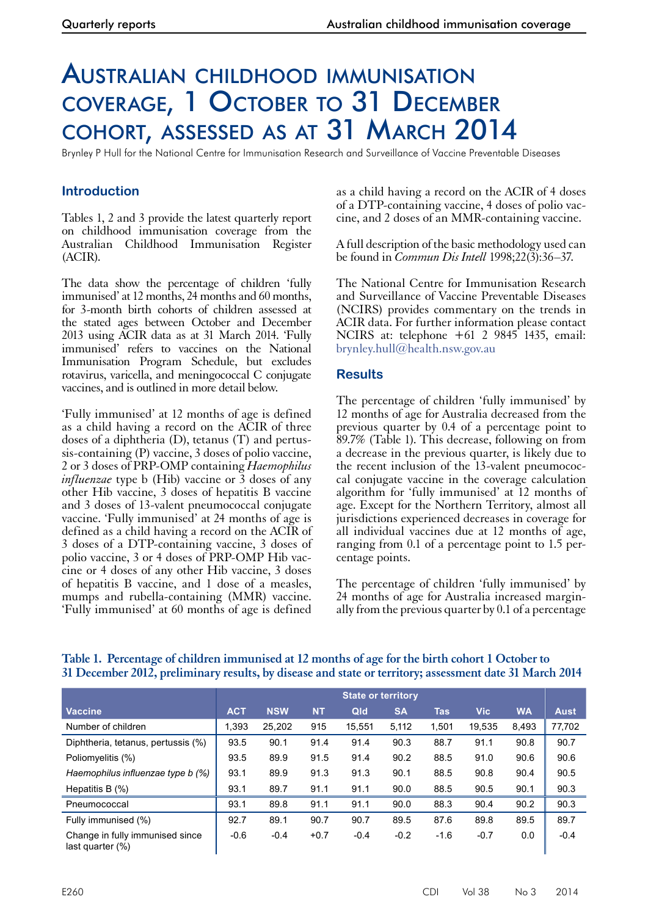# Australian childhood immunisation coverage, 1 October to 31 December cohort, assessed as at 31 March 2014

Brynley P Hull for the National Centre for Immunisation Research and Surveillance of Vaccine Preventable Diseases

## Introduction

Tables 1, 2 and 3 provide the latest quarterly report on childhood immunisation coverage from the Australian Childhood Immunisation Register (ACIR).

The data show the percentage of children 'fully immunised' at 12 months, 24 months and 60 months, for 3-month birth cohorts of children assessed at the stated ages between October and December 2013 using ACIR data as at 31 March 2014. 'Fully immunised' refers to vaccines on the National Immunisation Program Schedule, but excludes rotavirus, varicella, and meningococcal C conjugate vaccines, and is outlined in more detail below.

'Fully immunised' at 12 months of age is defined as a child having a record on the ACIR of three doses of a diphtheria (D), tetanus (T) and pertussis-containing (P) vaccine, 3 doses of polio vaccine, 2 or 3 doses of PRP-OMP containing *Haemophilus influenzae* type b (Hib) vaccine or 3 doses of any other Hib vaccine, 3 doses of hepatitis B vaccine and 3 doses of 13-valent pneumococcal conjugate vaccine. 'Fully immunised' at 24 months of age is defined as a child having a record on the ACIR of 3 doses of a DTP-containing vaccine, 3 doses of polio vaccine, 3 or 4 doses of PRP-OMP Hib vaccine or 4 doses of any other Hib vaccine, 3 doses of hepatitis B vaccine, and 1 dose of a measles, mumps and rubella-containing (MMR) vaccine. 'Fully immunised' at 60 months of age is defined as a child having a record on the ACIR of 4 doses of a DTP-containing vaccine, 4 doses of polio vaccine, and 2 doses of an MMR-containing vaccine.

A full description of the basic methodology used can be found in *Commun Dis Intell* 1998;22(3):36–37.

The National Centre for Immunisation Research and Surveillance of Vaccine Preventable Diseases (NCIRS) provides commentary on the trends in ACIR data. For further information please contact NCIRS at: telephone +61 2 9845 1435, email: brynley.hull@health.nsw.gov.au

## Results

The percentage of children 'fully immunised' by 12 months of age for Australia decreased from the previous quarter by 0.4 of a percentage point to 89.7% (Table 1). This decrease, following on from a decrease in the previous quarter, is likely due to the recent inclusion of the 13-valent pneumococcal conjugate vaccine in the coverage calculation algorithm for 'fully immunised' at 12 months of age. Except for the Northern Territory, almost all jurisdictions experienced decreases in coverage for all individual vaccines due at 12 months of age, ranging from 0.1 of a percentage point to 1.5 percentage points.

The percentage of children 'fully immunised' by 24 months of age for Australia increased marginally from the previous quarter by 0.1 of a percentage

**Table 1. Percentage of children immunised at 12 months of age for the birth cohort 1 October to 31 December 2012, preliminary results, by disease and state or territory; assessment date 31 March 2014**

| Vaccine | State or territory | | | | | | | | Aust |
|---|---|---|---|---|---|---|---|---|---|
| | ACT | NSW | NT | Qld | SA | Tas | Vic | WA | |
| Number of children | 1,393 | 25,202 | 915 | 15,551 | 5,112 | 1,501 | 19,535 | 8,493 | 77,702 |
| Diphtheria, tetanus, pertussis (%) | 93.5 | 90.1 | 91.4 | 91.4 | 90.3 | 88.7 | 91.1 | 90.8 | 90.7 |
| Poliomyelitis (%) | 93.5 | 89.9 | 91.5 | 91.4 | 90.2 | 88.5 | 91.0 | 90.6 | 90.6 |
| *Haemophilus influenzae type b (%)* | 93.1 | 89.9 | 91.3 | 91.3 | 90.1 | 88.5 | 90.8 | 90.4 | 90.5 |
| Hepatitis B (%) | 93.1 | 89.7 | 91.1 | 91.1 | 90.0 | 88.5 | 90.5 | 90.1 | 90.3 |
| Pneumococcal | 93.1 | 89.8 | 91.1 | 91.1 | 90.0 | 88.3 | 90.4 | 90.2 | 90.3 |
| Fully immunised (%) | 92.7 | 89.1 | 90.7 | 90.7 | 89.5 | 87.6 | 89.8 | 89.5 | 89.7 |
| Change in fully immunised since last quarter (%) | -0.6 | -0.4 | +0.7 | -0.4 | -0.2 | -1.6 | -0.7 | 0.0 | -0.4 |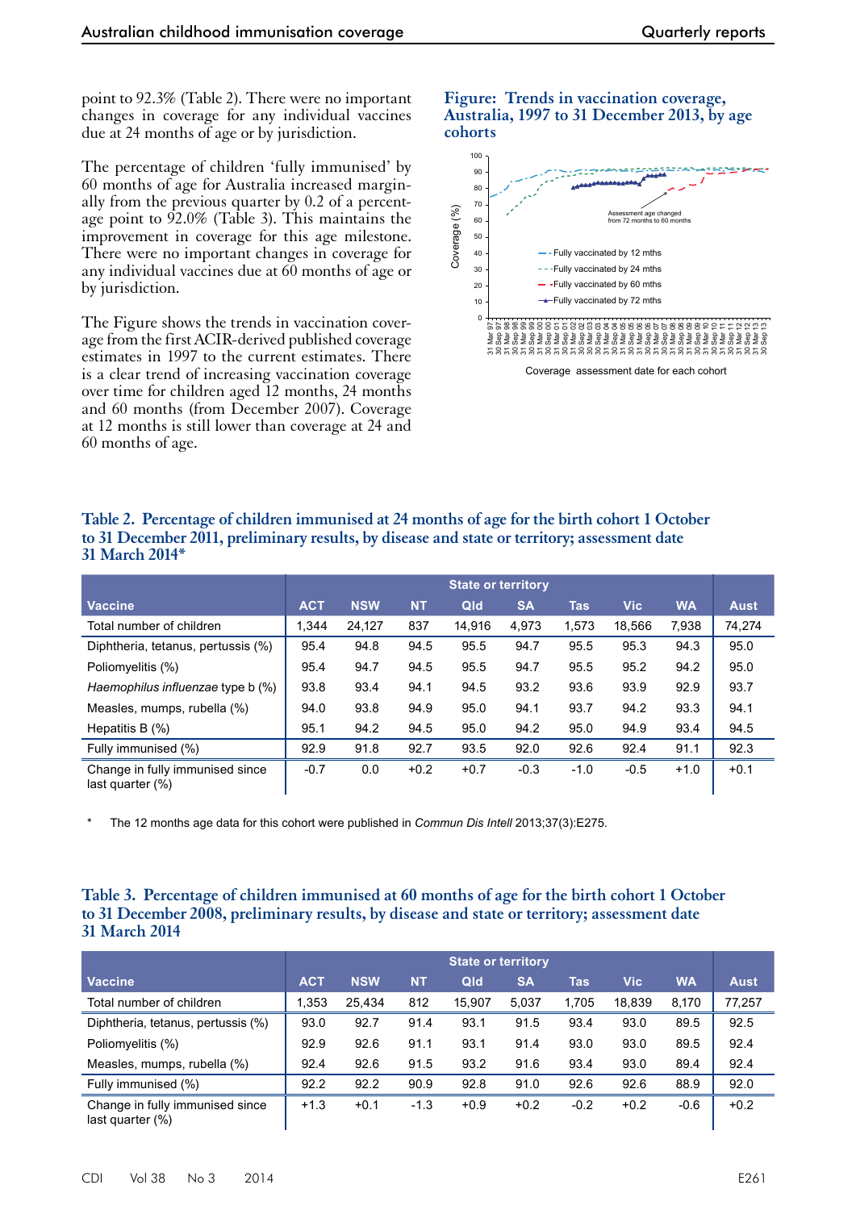point to 92.3% (Table 2). There were no important changes in coverage for any individual vaccines due at 24 months of age or by jurisdiction.

The percentage of children 'fully immunised' by 60 months of age for Australia increased marginally from the previous quarter by 0.2 of a percentage point to 92.0% (Table 3). This maintains the improvement in coverage for this age milestone. There were no important changes in coverage for any individual vaccines due at 60 months of age or by jurisdiction.

The Figure shows the trends in vaccination coverage from the first ACIR-derived published coverage estimates in 1997 to the current estimates. There is a clear trend of increasing vaccination coverage over time for children aged 12 months, 24 months and 60 months (from December 2007). Coverage at 12 months is still lower than coverage at 24 and 60 months of age.

**Figure: Trends in vaccination coverage, Australia, 1997 to 31 December 2013, by age cohorts**

Coverage (%)

100
90
80
70
60
50
40
30
20
10
0

Assessment age changed from 72 months to 60 months

Fully vaccinated by 12 mths
Fully vaccinated by 24 mths
Fully vaccinated by 60 mths
Fully vaccinated by 72 mths

31 Mar 97, 30 Sep 97, 31 Mar 98, 30 Sep 98, 31 Mar 99, 30 Sep 99, 31 Mar 00, 30 Sep 00, 31 Mar 01, 30 Sep 01, 31 Mar 02, 30 Sep 02, 31 Mar 03, 30 Sep 03, 31 Mar 04, 30 Sep 04, 31 Mar 05, 30 Sep 05, 31 Mar 06, 30 Sep 06, 31 Mar 07, 30 Sep 07, 31 Mar 08, 30 Sep 08, 31 Mar 09, 30 Sep 09, 31 Mar 10, 30 Sep 10, 31 Mar 11, 30 Sep 11, 31 Mar 12, 30 Sep 12, 31 Mar 13, 30 Sep 13

Coverage assessment date for each cohort

**Table 2. Percentage of children immunised at 24 months of age for the birth cohort 1 October to 31 December 2011, preliminary results, by disease and state or territory; assessment date 31 March 2014***

| Vaccine | State or territory | | | | | | | | Aust |
|---|---|---|---|---|---|---|---|---|---|
| | ACT | NSW | NT | Qld | SA | Tas | Vic | WA | |
| Total number of children | 1,344 | 24,127 | 837 | 14,916 | 4,973 | 1,573 | 18,566 | 7,938 | 74,274 |
| Diphtheria, tetanus, pertussis (%) | 95.4 | 94.8 | 94.5 | 95.5 | 94.7 | 95.5 | 95.3 | 94.3 | 95.0 |
| Poliomyelitis (%) | 95.4 | 94.7 | 94.5 | 95.5 | 94.7 | 95.5 | 95.2 | 94.2 | 95.0 |
| *Haemophilus influenzae* type b (%) | 93.8 | 93.4 | 94.1 | 94.5 | 93.2 | 93.6 | 93.9 | 92.9 | 93.7 |
| Measles, mumps, rubella (%) | 94.0 | 93.8 | 94.9 | 95.0 | 94.1 | 93.7 | 94.2 | 93.3 | 94.1 |
| Hepatitis B (%) | 95.1 | 94.2 | 94.5 | 95.0 | 94.2 | 95.0 | 94.9 | 93.4 | 94.5 |
| Fully immunised (%) | 92.9 | 91.8 | 92.7 | 93.5 | 92.0 | 92.6 | 92.4 | 91.1 | 92.3 |
| Change in fully immunised since last quarter (%) | -0.7 | 0.0 | +0.2 | +0.7 | -0.3 | -1.0 | -0.5 | +1.0 | +0.1 |

\* The 12 months age data for this cohort were published in *Commun Dis Intell* 2013;37(3):E275.

**Table 3. Percentage of children immunised at 60 months of age for the birth cohort 1 October to 31 December 2008, preliminary results, by disease and state or territory; assessment date 31 March 2014**

| Vaccine | State or territory | | | | | | | | Aust |
|---|---|---|---|---|---|---|---|---|---|
| | ACT | NSW | NT | Qld | SA | Tas | Vic | WA | |
| Total number of children | 1,353 | 25,434 | 812 | 15,907 | 5,037 | 1,705 | 18,839 | 8,170 | 77,257 |
| Diphtheria, tetanus, pertussis (%) | 93.0 | 92.7 | 91.4 | 93.1 | 91.5 | 93.4 | 93.0 | 89.5 | 92.5 |
| Poliomyelitis (%) | 92.9 | 92.6 | 91.1 | 93.1 | 91.4 | 93.0 | 93.0 | 89.5 | 92.4 |
| Measles, mumps, rubella (%) | 92.4 | 92.6 | 91.5 | 93.2 | 91.6 | 93.4 | 93.0 | 89.4 | 92.4 |
| Fully immunised (%) | 92.2 | 92.2 | 90.9 | 92.8 | 91.0 | 92.6 | 92.6 | 88.9 | 92.0 |
| Change in fully immunised since last quarter (%) | +1.3 | +0.1 | -1.3 | +0.9 | +0.2 | -0.2 | +0.2 | -0.6 | +0.2 |